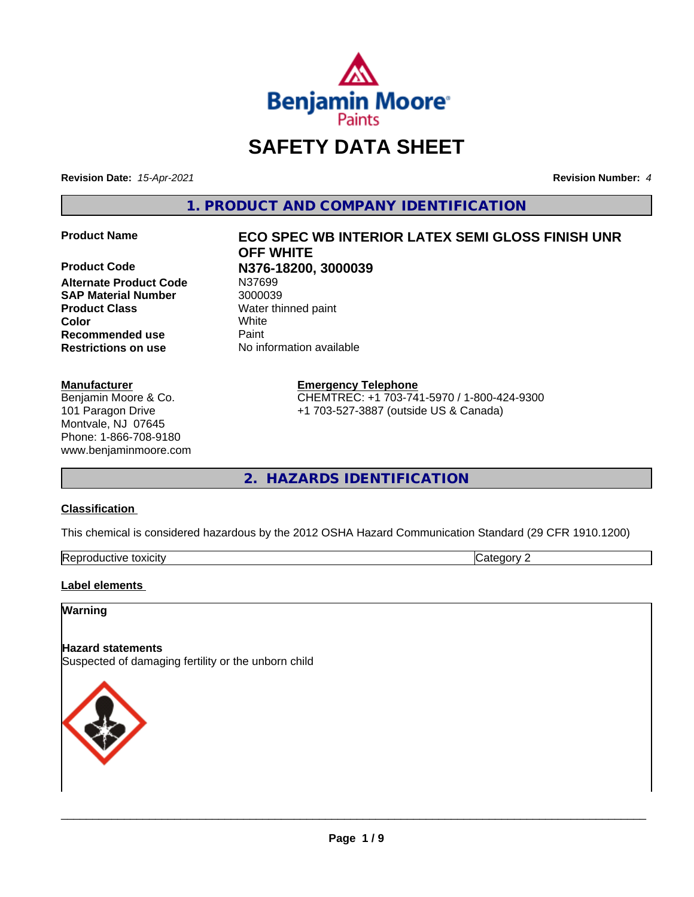# SAFETY DATA SHEET

**Revision Date:** *15-Apr-2021* **Revision Number:** *4*

## 1. PRODUCT AND COMPANY IDENTIFICATION

| | |
|---|---|
| **Product Name** | **ECO SPEC WB INTERIOR LATEX SEMI GLOSS FINISH UNR OFF WHITE** |
| **Product Code** | **N376-18200, 3000039** |
| **Alternate Product Code** | N37699 |
| **SAP Material Number** | 3000039 |
| **Product Class** | Water thinned paint |
| **Color** | White |
| **Recommended use** | Paint |
| **Restrictions on use** | No information available |

**Manufacturer**
Benjamin Moore & Co.
101 Paragon Drive
Montvale, NJ 07645
Phone: 1-866-708-9180
www.benjaminmoore.com

**Emergency Telephone**
CHEMTREC: +1 703-741-5970 / 1-800-424-9300
+1 703-527-3887 (outside US & Canada)

## 2. HAZARDS IDENTIFICATION

**Classification**

This chemical is considered hazardous by the 2012 OSHA Hazard Communication Standard (29 CFR 1910.1200)

| Reproductive toxicity | Category 2 |
|---|---|

**Label elements**

**Warning**

**Hazard statements**
Suspected of damaging fertility or the unborn child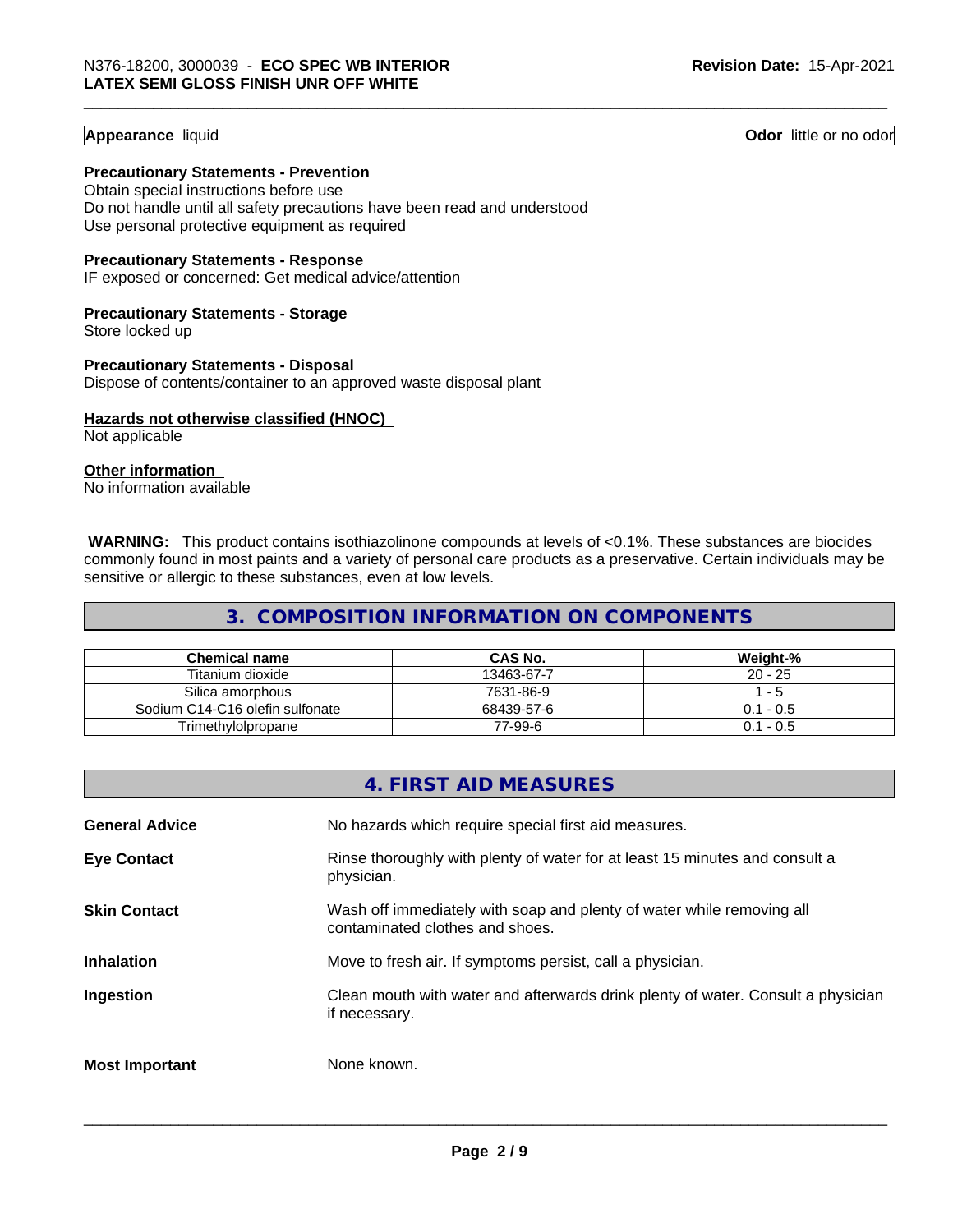**Appearance** liquid **Odor** little or no odor

**Precautionary Statements - Prevention**

Obtain special instructions before use
Do not handle until all safety precautions have been read and understood
Use personal protective equipment as required

**Precautionary Statements - Response**

IF exposed or concerned: Get medical advice/attention

**Precautionary Statements - Storage**

Store locked up

**Precautionary Statements - Disposal**

Dispose of contents/container to an approved waste disposal plant

**Hazards not otherwise classified (HNOC)**

Not applicable

**Other information**

No information available

**WARNING:** This product contains isothiazolinone compounds at levels of <0.1%. These substances are biocides commonly found in most paints and a variety of personal care products as a preservative. Certain individuals may be sensitive or allergic to these substances, even at low levels.

## 3. COMPOSITION INFORMATION ON COMPONENTS

| Chemical name | CAS No. | Weight-% |
|---|---|---|
| Titanium dioxide | 13463-67-7 | 20 - 25 |
| Silica amorphous | 7631-86-9 | 1 - 5 |
| Sodium C14-C16 olefin sulfonate | 68439-57-6 | 0.1 - 0.5 |
| Trimethylolpropane | 77-99-6 | 0.1 - 0.5 |

## 4. FIRST AID MEASURES

**General Advice** No hazards which require special first aid measures.

**Eye Contact** Rinse thoroughly with plenty of water for at least 15 minutes and consult a physician.

**Skin Contact** Wash off immediately with soap and plenty of water while removing all contaminated clothes and shoes.

**Inhalation** Move to fresh air. If symptoms persist, call a physician.

**Ingestion** Clean mouth with water and afterwards drink plenty of water. Consult a physician if necessary.

**Most Important** None known.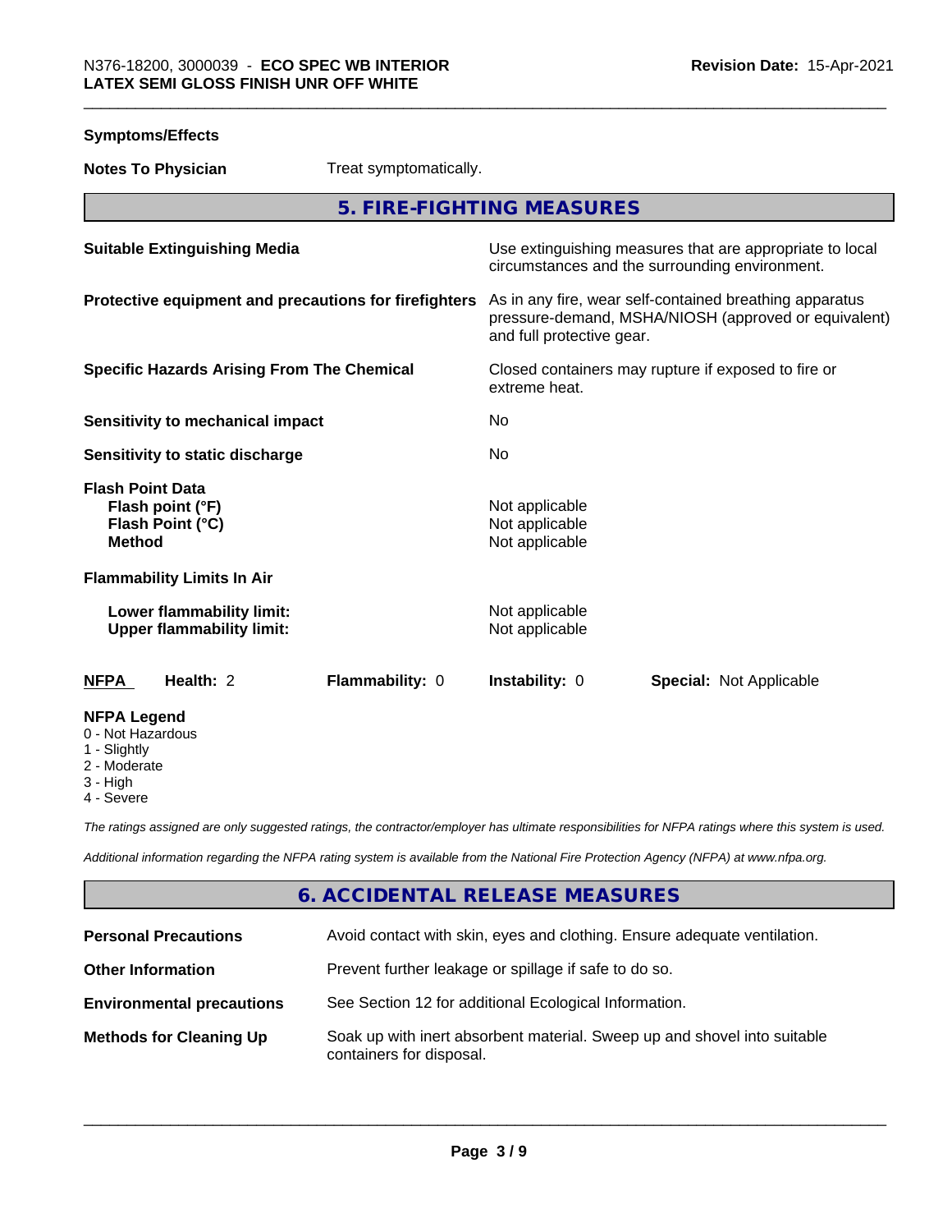**Symptoms/Effects**

| | |
|---|---|
| **Notes To Physician** | Treat symptomatically. |

## 5. FIRE-FIGHTING MEASURES

| | |
|---|---|
| **Suitable Extinguishing Media** | Use extinguishing measures that are appropriate to local circumstances and the surrounding environment. |
| **Protective equipment and precautions for firefighters** | As in any fire, wear self-contained breathing apparatus pressure-demand, MSHA/NIOSH (approved or equivalent) and full protective gear. |
| **Specific Hazards Arising From The Chemical** | Closed containers may rupture if exposed to fire or extreme heat. |
| **Sensitivity to mechanical impact** | No |
| **Sensitivity to static discharge** | No |

**Flash Point Data**

| | |
|---|---|
| **Flash point (°F)** | Not applicable |
| **Flash Point (°C)** | Not applicable |
| **Method** | Not applicable |

**Flammability Limits In Air**

| | |
|---|---|
| **Lower flammability limit:** | Not applicable |
| **Upper flammability limit:** | Not applicable |

| **NFPA** | **Health:** 2 | **Flammability:** 0 | **Instability:** 0 | **Special:** Not Applicable |
|---|---|---|---|---|

**NFPA Legend**
- 0 - Not Hazardous
- 1 - Slightly
- 2 - Moderate
- 3 - High
- 4 - Severe

*The ratings assigned are only suggested ratings, the contractor/employer has ultimate responsibilities for NFPA ratings where this system is used.*

*Additional information regarding the NFPA rating system is available from the National Fire Protection Agency (NFPA) at www.nfpa.org.*

## 6. ACCIDENTAL RELEASE MEASURES

| | |
|---|---|
| **Personal Precautions** | Avoid contact with skin, eyes and clothing. Ensure adequate ventilation. |
| **Other Information** | Prevent further leakage or spillage if safe to do so. |
| **Environmental precautions** | See Section 12 for additional Ecological Information. |
| **Methods for Cleaning Up** | Soak up with inert absorbent material. Sweep up and shovel into suitable containers for disposal. |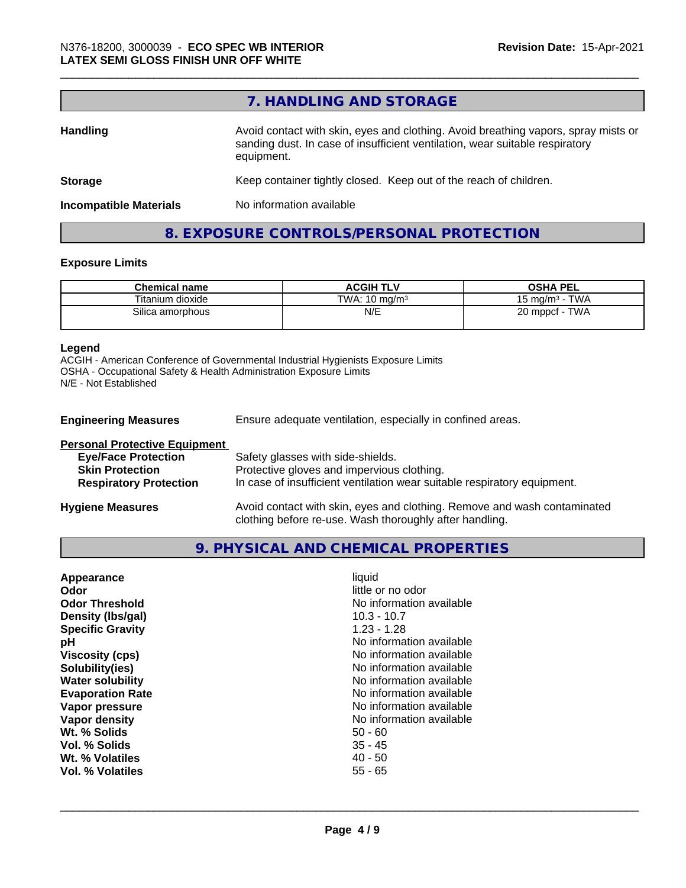## 7. HANDLING AND STORAGE

**Handling** Avoid contact with skin, eyes and clothing. Avoid breathing vapors, spray mists or sanding dust. In case of insufficient ventilation, wear suitable respiratory equipment.

**Storage** Keep container tightly closed. Keep out of the reach of children.

**Incompatible Materials** No information available

## 8. EXPOSURE CONTROLS/PERSONAL PROTECTION

### Exposure Limits

| Chemical name | ACGIH TLV | OSHA PEL |
|---|---|---|
| Titanium dioxide | TWA: 10 mg/m³ | 15 mg/m³ - TWA |
| Silica amorphous | N/E | 20 mppcf - TWA |

**Legend**
ACGIH - American Conference of Governmental Industrial Hygienists Exposure Limits
OSHA - Occupational Safety & Health Administration Exposure Limits
N/E - Not Established

**Engineering Measures** Ensure adequate ventilation, especially in confined areas.

**Personal Protective Equipment**
- **Eye/Face Protection** Safety glasses with side-shields.
- **Skin Protection** Protective gloves and impervious clothing.
- **Respiratory Protection** In case of insufficient ventilation wear suitable respiratory equipment.

**Hygiene Measures** Avoid contact with skin, eyes and clothing. Remove and wash contaminated clothing before re-use. Wash thoroughly after handling.

## 9. PHYSICAL AND CHEMICAL PROPERTIES

| | |
|---|---|
| **Appearance** | liquid |
| **Odor** | little or no odor |
| **Odor Threshold** | No information available |
| **Density (lbs/gal)** | 10.3 - 10.7 |
| **Specific Gravity** | 1.23 - 1.28 |
| **pH** | No information available |
| **Viscosity (cps)** | No information available |
| **Solubility(ies)** | No information available |
| **Water solubility** | No information available |
| **Evaporation Rate** | No information available |
| **Vapor pressure** | No information available |
| **Vapor density** | No information available |
| **Wt. % Solids** | 50 - 60 |
| **Vol. % Solids** | 35 - 45 |
| **Wt. % Volatiles** | 40 - 50 |
| **Vol. % Volatiles** | 55 - 65 |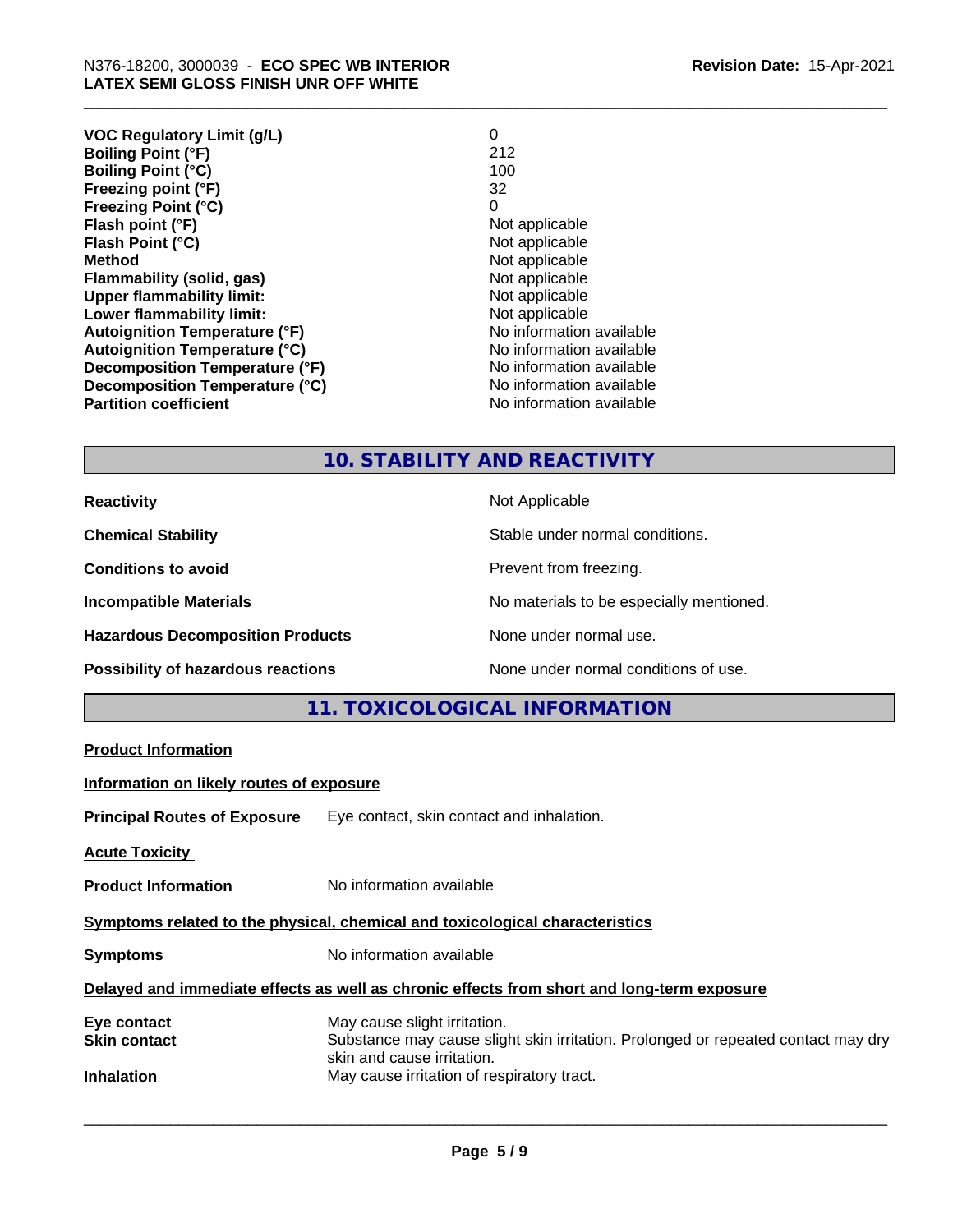| | |
|---|---|
| **VOC Regulatory Limit (g/L)** | 0 |
| **Boiling Point (°F)** | 212 |
| **Boiling Point (°C)** | 100 |
| **Freezing point (°F)** | 32 |
| **Freezing Point (°C)** | 0 |
| **Flash point (°F)** | Not applicable |
| **Flash Point (°C)** | Not applicable |
| **Method** | Not applicable |
| **Flammability (solid, gas)** | Not applicable |
| **Upper flammability limit:** | Not applicable |
| **Lower flammability limit:** | Not applicable |
| **Autoignition Temperature (°F)** | No information available |
| **Autoignition Temperature (°C)** | No information available |
| **Decomposition Temperature (°F)** | No information available |
| **Decomposition Temperature (°C)** | No information available |
| **Partition coefficient** | No information available |

## 10. STABILITY AND REACTIVITY

| | |
|---|---|
| **Reactivity** | Not Applicable |
| **Chemical Stability** | Stable under normal conditions. |
| **Conditions to avoid** | Prevent from freezing. |
| **Incompatible Materials** | No materials to be especially mentioned. |
| **Hazardous Decomposition Products** | None under normal use. |
| **Possibility of hazardous reactions** | None under normal conditions of use. |

## 11. TOXICOLOGICAL INFORMATION

**Product Information**

**Information on likely routes of exposure**

**Principal Routes of Exposure** Eye contact, skin contact and inhalation.

**Acute Toxicity**

**Product Information** No information available

**Symptoms related to the physical, chemical and toxicological characteristics**

**Symptoms** No information available

**Delayed and immediate effects as well as chronic effects from short and long-term exposure**

| | |
|---|---|
| **Eye contact** | May cause slight irritation. |
| **Skin contact** | Substance may cause slight skin irritation. Prolonged or repeated contact may dry skin and cause irritation. |
| **Inhalation** | May cause irritation of respiratory tract. |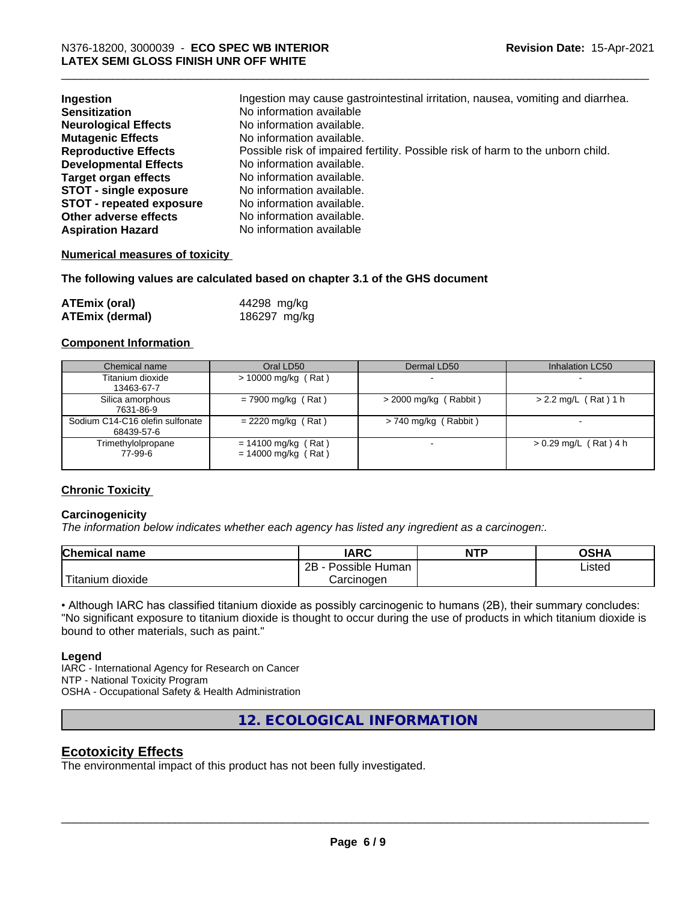| | |
|---|---|
| **Ingestion** | Ingestion may cause gastrointestinal irritation, nausea, vomiting and diarrhea. |
| **Sensitization** | No information available |
| **Neurological Effects** | No information available. |
| **Mutagenic Effects** | No information available. |
| **Reproductive Effects** | Possible risk of impaired fertility. Possible risk of harm to the unborn child. |
| **Developmental Effects** | No information available. |
| **Target organ effects** | No information available. |
| **STOT - single exposure** | No information available. |
| **STOT - repeated exposure** | No information available. |
| **Other adverse effects** | No information available. |
| **Aspiration Hazard** | No information available |

**Numerical measures of toxicity**

**The following values are calculated based on chapter 3.1 of the GHS document**

| | |
|---|---|
| **ATEmix (oral)** | 44298 mg/kg |
| **ATEmix (dermal)** | 186297 mg/kg |

**Component Information**

| Chemical name | Oral LD50 | Dermal LD50 | Inhalation LC50 |
|---|---|---|---|
| Titanium dioxide<br>13463-67-7 | > 10000 mg/kg ( Rat ) | - | - |
| Silica amorphous<br>7631-86-9 | = 7900 mg/kg ( Rat ) | > 2000 mg/kg ( Rabbit ) | > 2.2 mg/L ( Rat ) 1 h |
| Sodium C14-C16 olefin sulfonate<br>68439-57-6 | = 2220 mg/kg ( Rat ) | > 740 mg/kg ( Rabbit ) | - |
| Trimethylolpropane<br>77-99-6 | = 14100 mg/kg ( Rat )<br>= 14000 mg/kg ( Rat ) | - | > 0.29 mg/L ( Rat ) 4 h |

**Chronic Toxicity**

**Carcinogenicity**

*The information below indicates whether each agency has listed any ingredient as a carcinogen:.*

| Chemical name | IARC | NTP | OSHA |
|---|---|---|---|
| Titanium dioxide | 2B - Possible Human Carcinogen | | Listed |

• Although IARC has classified titanium dioxide as possibly carcinogenic to humans (2B), their summary concludes: "No significant exposure to titanium dioxide is thought to occur during the use of products in which titanium dioxide is bound to other materials, such as paint."

**Legend**

IARC - International Agency for Research on Cancer
NTP - National Toxicity Program
OSHA - Occupational Safety & Health Administration

## 12. ECOLOGICAL INFORMATION

## Ecotoxicity Effects

The environmental impact of this product has not been fully investigated.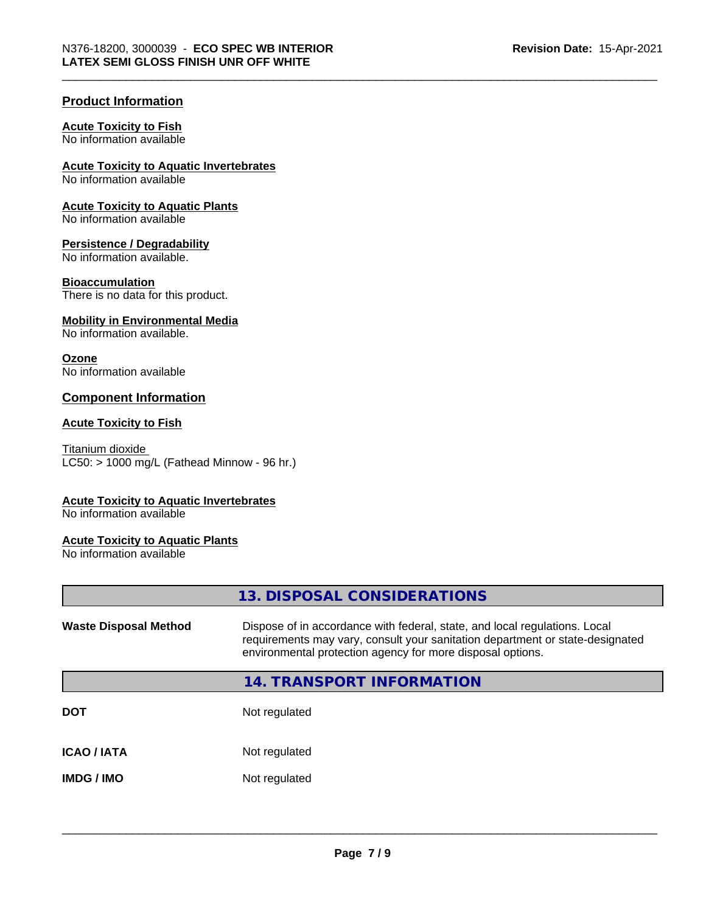## Product Information

**Acute Toxicity to Fish**
No information available

**Acute Toxicity to Aquatic Invertebrates**
No information available

**Acute Toxicity to Aquatic Plants**
No information available

**Persistence / Degradability**
No information available.

**Bioaccumulation**
There is no data for this product.

**Mobility in Environmental Media**
No information available.

**Ozone**
No information available

## Component Information

**Acute Toxicity to Fish**

Titanium dioxide
LC50: > 1000 mg/L (Fathead Minnow - 96 hr.)

**Acute Toxicity to Aquatic Invertebrates**
No information available

**Acute Toxicity to Aquatic Plants**
No information available

## 13. DISPOSAL CONSIDERATIONS

| | |
|---|---|
| **Waste Disposal Method** | Dispose of in accordance with federal, state, and local regulations. Local requirements may vary, consult your sanitation department or state-designated environmental protection agency for more disposal options. |

## 14. TRANSPORT INFORMATION

| | |
|---|---|
| **DOT** | Not regulated |
| **ICAO / IATA** | Not regulated |
| **IMDG / IMO** | Not regulated |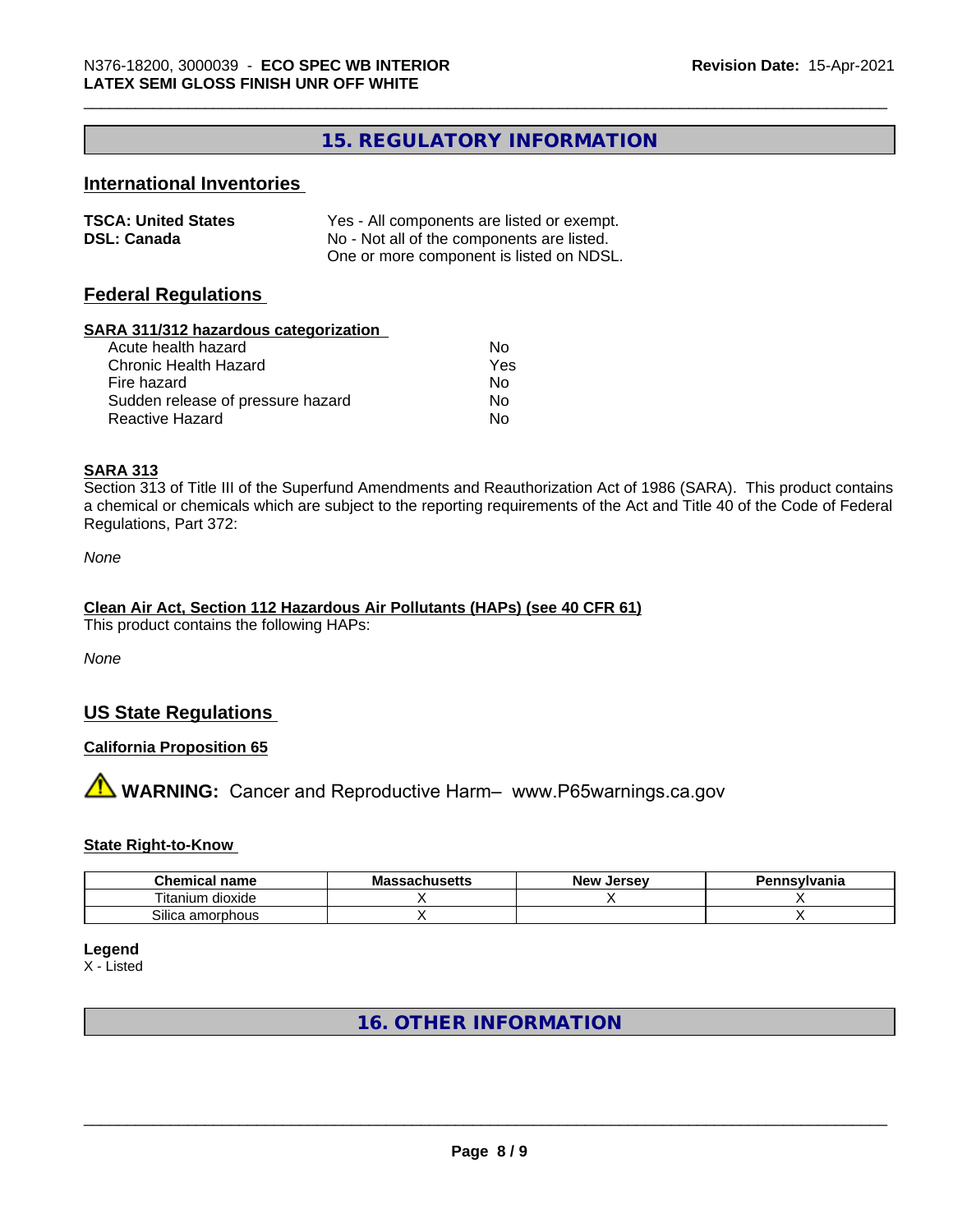## 15. REGULATORY INFORMATION

### International Inventories

| | |
|---|---|
| **TSCA: United States** | Yes - All components are listed or exempt. |
| **DSL: Canada** | No - Not all of the components are listed. One or more component is listed on NDSL. |

### Federal Regulations

**SARA 311/312 hazardous categorization**

| | |
|---|---|
| Acute health hazard | No |
| Chronic Health Hazard | Yes |
| Fire hazard | No |
| Sudden release of pressure hazard | No |
| Reactive Hazard | No |

**SARA 313**

Section 313 of Title III of the Superfund Amendments and Reauthorization Act of 1986 (SARA). This product contains a chemical or chemicals which are subject to the reporting requirements of the Act and Title 40 of the Code of Federal Regulations, Part 372:

*None*

**Clean Air Act, Section 112 Hazardous Air Pollutants (HAPs) (see 40 CFR 61)**

This product contains the following HAPs:

*None*

### US State Regulations

**California Proposition 65**

⚠ **WARNING:** Cancer and Reproductive Harm– www.P65warnings.ca.gov

**State Right-to-Know**

| Chemical name | Massachusetts | New Jersey | Pennsylvania |
|---|---|---|---|
| Titanium dioxide | X | X | X |
| Silica amorphous | X | | X |

**Legend**

X - Listed

## 16. OTHER INFORMATION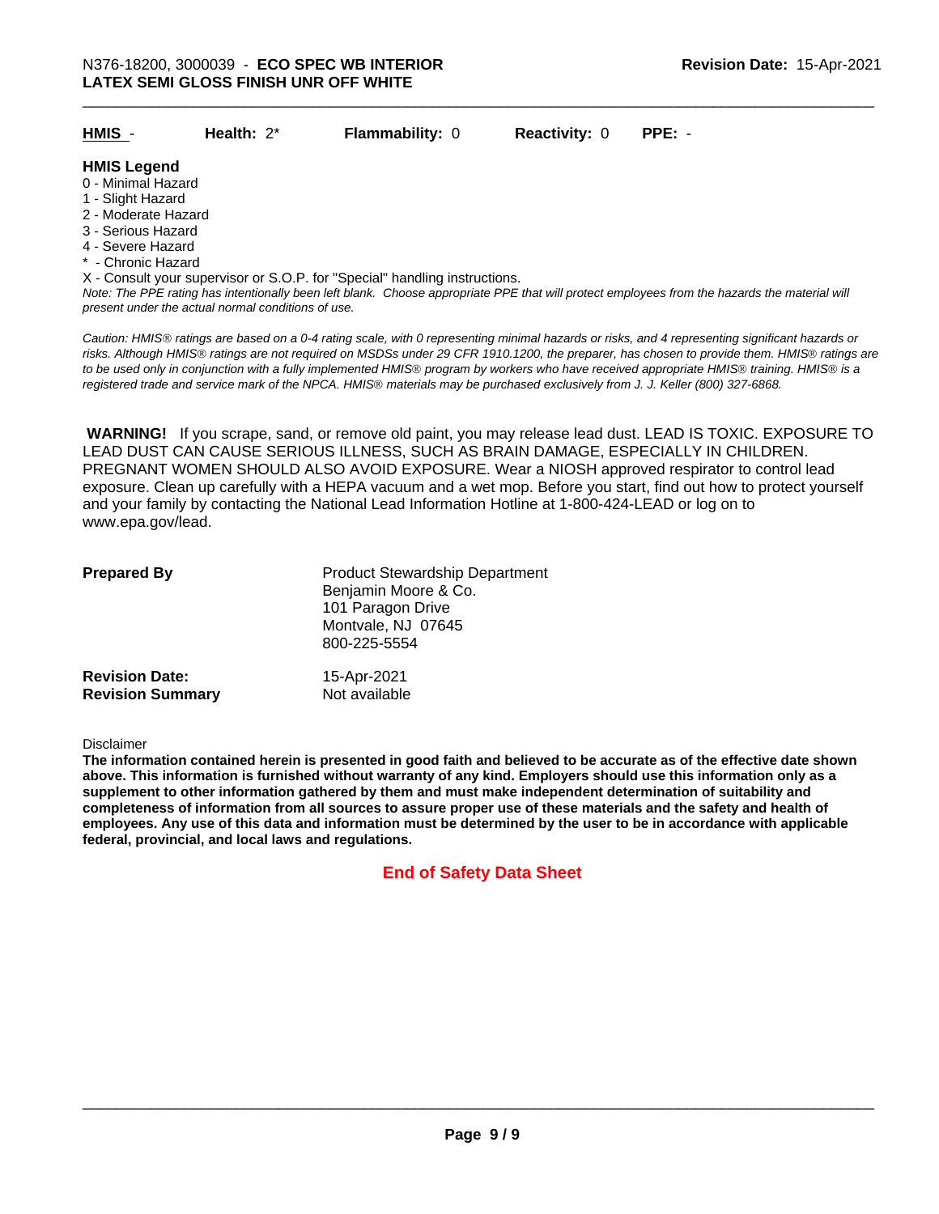**HMIS** - **Health:** 2* **Flammability:** 0 **Reactivity:** 0 **PPE:** -

**HMIS Legend**
0 - Minimal Hazard
1 - Slight Hazard
2 - Moderate Hazard
3 - Serious Hazard
4 - Severe Hazard
* - Chronic Hazard
X - Consult your supervisor or S.O.P. for "Special" handling instructions.

*Note: The PPE rating has intentionally been left blank. Choose appropriate PPE that will protect employees from the hazards the material will present under the actual normal conditions of use.*

*Caution: HMIS® ratings are based on a 0-4 rating scale, with 0 representing minimal hazards or risks, and 4 representing significant hazards or risks. Although HMIS® ratings are not required on MSDSs under 29 CFR 1910.1200, the preparer, has chosen to provide them. HMIS® ratings are to be used only in conjunction with a fully implemented HMIS® program by workers who have received appropriate HMIS® training. HMIS® is a registered trade and service mark of the NPCA. HMIS® materials may be purchased exclusively from J. J. Keller (800) 327-6868.*

**WARNING!** If you scrape, sand, or remove old paint, you may release lead dust. LEAD IS TOXIC. EXPOSURE TO LEAD DUST CAN CAUSE SERIOUS ILLNESS, SUCH AS BRAIN DAMAGE, ESPECIALLY IN CHILDREN. PREGNANT WOMEN SHOULD ALSO AVOID EXPOSURE. Wear a NIOSH approved respirator to control lead exposure. Clean up carefully with a HEPA vacuum and a wet mop. Before you start, find out how to protect yourself and your family by contacting the National Lead Information Hotline at 1-800-424-LEAD or log on to www.epa.gov/lead.

**Prepared By**
Product Stewardship Department
Benjamin Moore & Co.
101 Paragon Drive
Montvale, NJ 07645
800-225-5554

**Revision Date:** 15-Apr-2021
**Revision Summary** Not available

Disclaimer

**The information contained herein is presented in good faith and believed to be accurate as of the effective date shown above. This information is furnished without warranty of any kind. Employers should use this information only as a supplement to other information gathered by them and must make independent determination of suitability and completeness of information from all sources to assure proper use of these materials and the safety and health of employees. Any use of this data and information must be determined by the user to be in accordance with applicable federal, provincial, and local laws and regulations.**

**End of Safety Data Sheet**